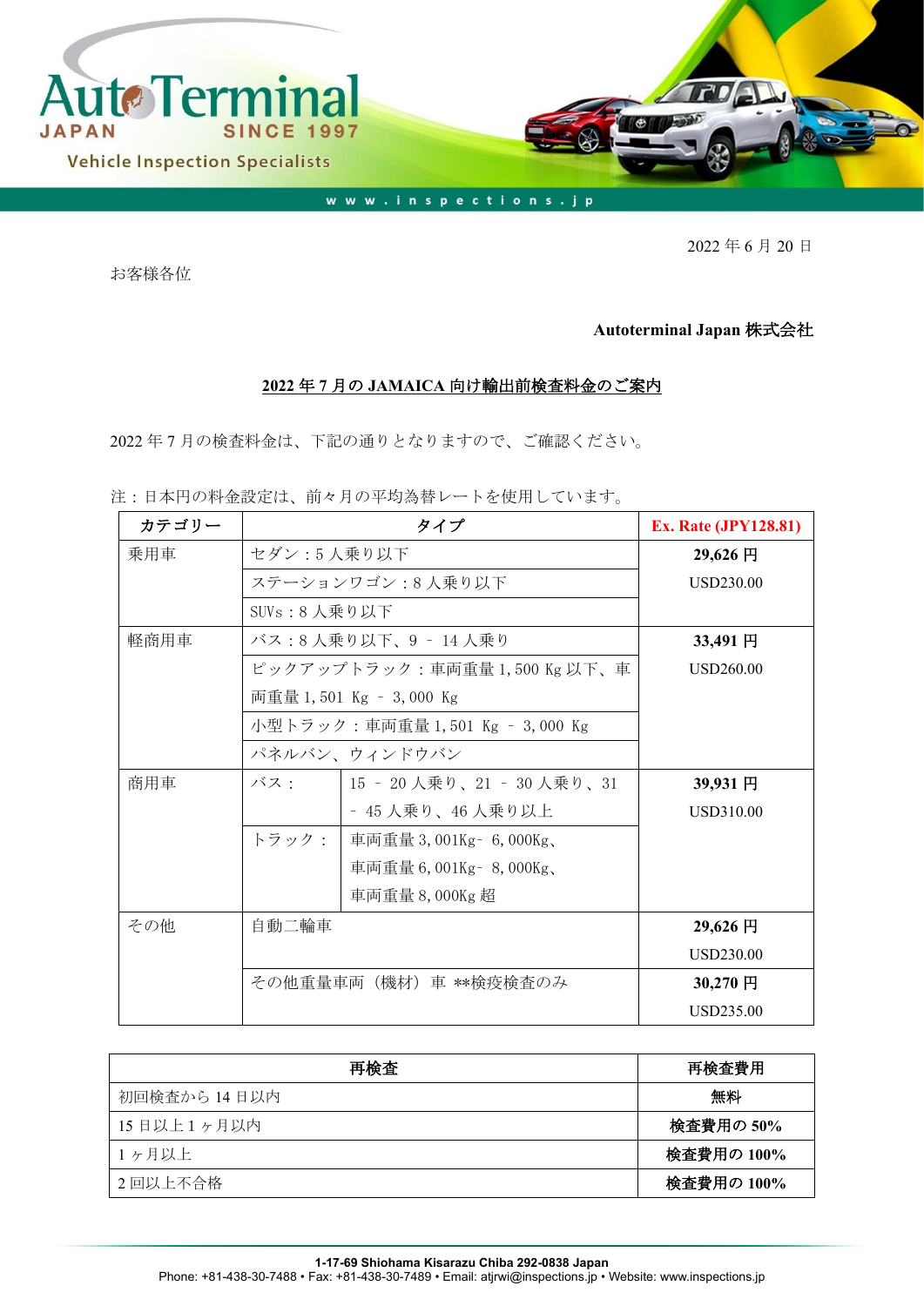AutoTerminal JAPAN SINCE 1997

Vehicle Inspection Specialists

www.inspections.jp

2022 年 6 月 20 日

お客様各位

**Autoterminal Japan 株式会社**

## 2022 年 7 月の JAMAICA 向け輸出前検査料金のご案内

2022 年 7 月の検査料金は、下記の通りとなりますので、ご確認ください。

注：日本円の料金設定は、前々月の平均為替レートを使用しています。

| カテゴリー | タイプ | | Ex. Rate (JPY128.81) |
|---|---|---|---|
| 乗用車 | セダン：5 人乗り以下 | | **29,626 円** USD230.00 |
| | ステーションワゴン：8 人乗り以下 | | |
| | SUVs：8 人乗り以下 | | |
| 軽商用車 | バス：8 人乗り以下、9 – 14 人乗り | | **33,491 円** USD260.00 |
| | ピックアップトラック：車両重量 1,500 Kg 以下、車両重量 1,501 Kg – 3,000 Kg | | |
| | 小型トラック：車両重量 1,501 Kg – 3,000 Kg | | |
| | パネルバン、ウィンドウバン | | |
| 商用車 | バス： | 15 – 20 人乗り、21 – 30 人乗り、31 – 45 人乗り、46 人乗り以上 | **39,931 円** USD310.00 |
| | トラック： | 車両重量 3,001Kg– 6,000Kg、車両重量 6,001Kg– 8,000Kg、車両重量 8,000Kg 超 | |
| その他 | 自動二輪車 | | **29,626 円** USD230.00 |
| | その他重量車両（機材）車 **検疫検査のみ | | **30,270 円** USD235.00 |

| 再検査 | 再検査費用 |
|---|---|
| 初回検査から 14 日以内 | **無料** |
| 15 日以上 1 ヶ月以内 | **検査費用の 50%** |
| 1 ヶ月以上 | **検査費用の 100%** |
| 2 回以上不合格 | **検査費用の 100%** |

**1-17-69 Shiohama Kisarazu Chiba 292-0838 Japan**
Phone: +81-438-30-7488 • Fax: +81-438-30-7489 • Email: atjrwi@inspections.jp • Website: www.inspections.jp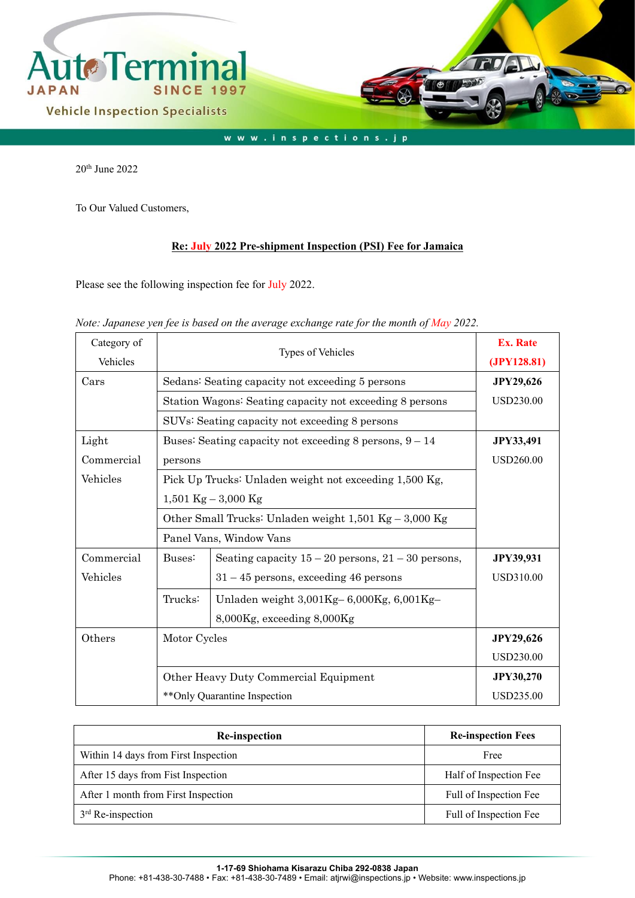# AutoTerminal JAPAN SINCE 1997

Vehicle Inspection Specialists

www.inspections.jp

20th June 2022

To Our Valued Customers,

**Re: July 2022 Pre-shipment Inspection (PSI) Fee for Jamaica**

Please see the following inspection fee for July 2022.

*Note: Japanese yen fee is based on the average exchange rate for the month of May 2022.*

| Category of Vehicles | Types of Vehicles | | Ex. Rate (JPY128.81) |
|---|---|---|---|
| Cars | Sedans: Seating capacity not exceeding 5 persons | | **JPY29,626** USD230.00 |
| | Station Wagons: Seating capacity not exceeding 8 persons | | |
| | SUVs: Seating capacity not exceeding 8 persons | | |
| Light Commercial Vehicles | Buses: Seating capacity not exceeding 8 persons, 9 – 14 persons | | **JPY33,491** USD260.00 |
| | Pick Up Trucks: Unladen weight not exceeding 1,500 Kg, 1,501 Kg – 3,000 Kg | | |
| | Other Small Trucks: Unladen weight 1,501 Kg – 3,000 Kg | | |
| | Panel Vans, Window Vans | | |
| Commercial Vehicles | Buses: | Seating capacity 15 – 20 persons, 21 – 30 persons, 31 – 45 persons, exceeding 46 persons | **JPY39,931** USD310.00 |
| | Trucks: | Unladen weight 3,001Kg– 6,000Kg, 6,001Kg– 8,000Kg, exceeding 8,000Kg | |
| Others | Motor Cycles | | **JPY29,626** USD230.00 |
| | Other Heavy Duty Commercial Equipment **Only Quarantine Inspection | | **JPY30,270** USD235.00 |

| Re-inspection | Re-inspection Fees |
|---|---|
| Within 14 days from First Inspection | Free |
| After 15 days from Fist Inspection | Half of Inspection Fee |
| After 1 month from First Inspection | Full of Inspection Fee |
| 3rd Re-inspection | Full of Inspection Fee |

**1-17-69 Shiohama Kisarazu Chiba 292-0838 Japan**
Phone: +81-438-30-7488 • Fax: +81-438-30-7489 • Email: atjrwi@inspections.jp • Website: www.inspections.jp